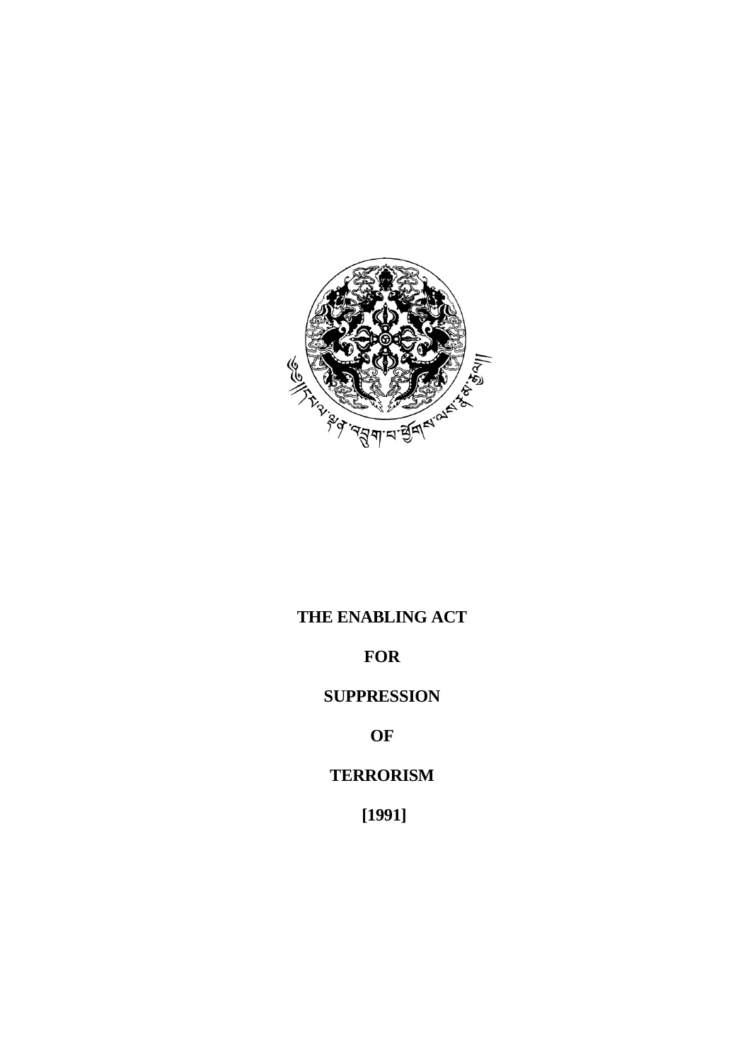# THE ENABLING ACT

# FOR

# SUPPRESSION

# OF

# TERRORISM

# [1991]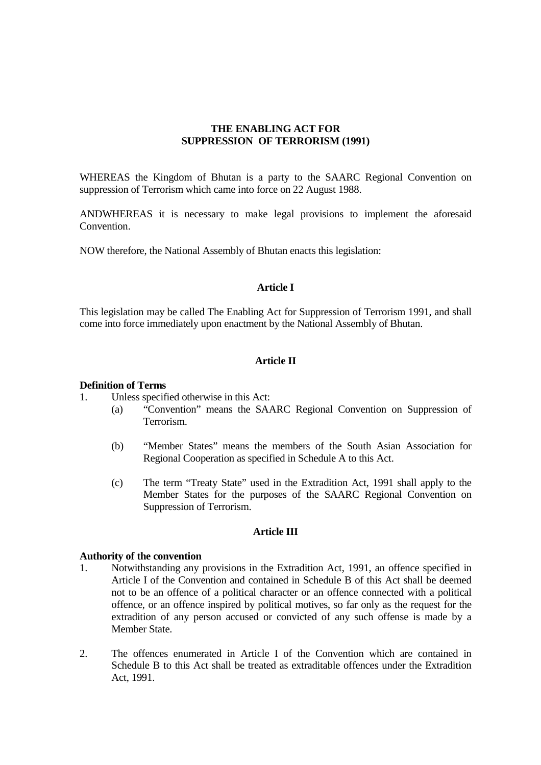# THE ENABLING ACT FOR SUPPRESSION OF TERRORISM (1991)

WHEREAS the Kingdom of Bhutan is a party to the SAARC Regional Convention on suppression of Terrorism which came into force on 22 August 1988.

ANDWHEREAS it is necessary to make legal provisions to implement the aforesaid Convention.

NOW therefore, the National Assembly of Bhutan enacts this legislation:

## Article I

This legislation may be called The Enabling Act for Suppression of Terrorism 1991, and shall come into force immediately upon enactment by the National Assembly of Bhutan.

## Article II

**Definition of Terms**

1. Unless specified otherwise in this Act:
   - (a) "Convention" means the SAARC Regional Convention on Suppression of Terrorism.
   - (b) "Member States" means the members of the South Asian Association for Regional Cooperation as specified in Schedule A to this Act.
   - (c) The term "Treaty State" used in the Extradition Act, 1991 shall apply to the Member States for the purposes of the SAARC Regional Convention on Suppression of Terrorism.

## Article III

**Authority of the convention**

1. Notwithstanding any provisions in the Extradition Act, 1991, an offence specified in Article I of the Convention and contained in Schedule B of this Act shall be deemed not to be an offence of a political character or an offence connected with a political offence, or an offence inspired by political motives, so far only as the request for the extradition of any person accused or convicted of any such offense is made by a Member State.

2. The offences enumerated in Article I of the Convention which are contained in Schedule B to this Act shall be treated as extraditable offences under the Extradition Act, 1991.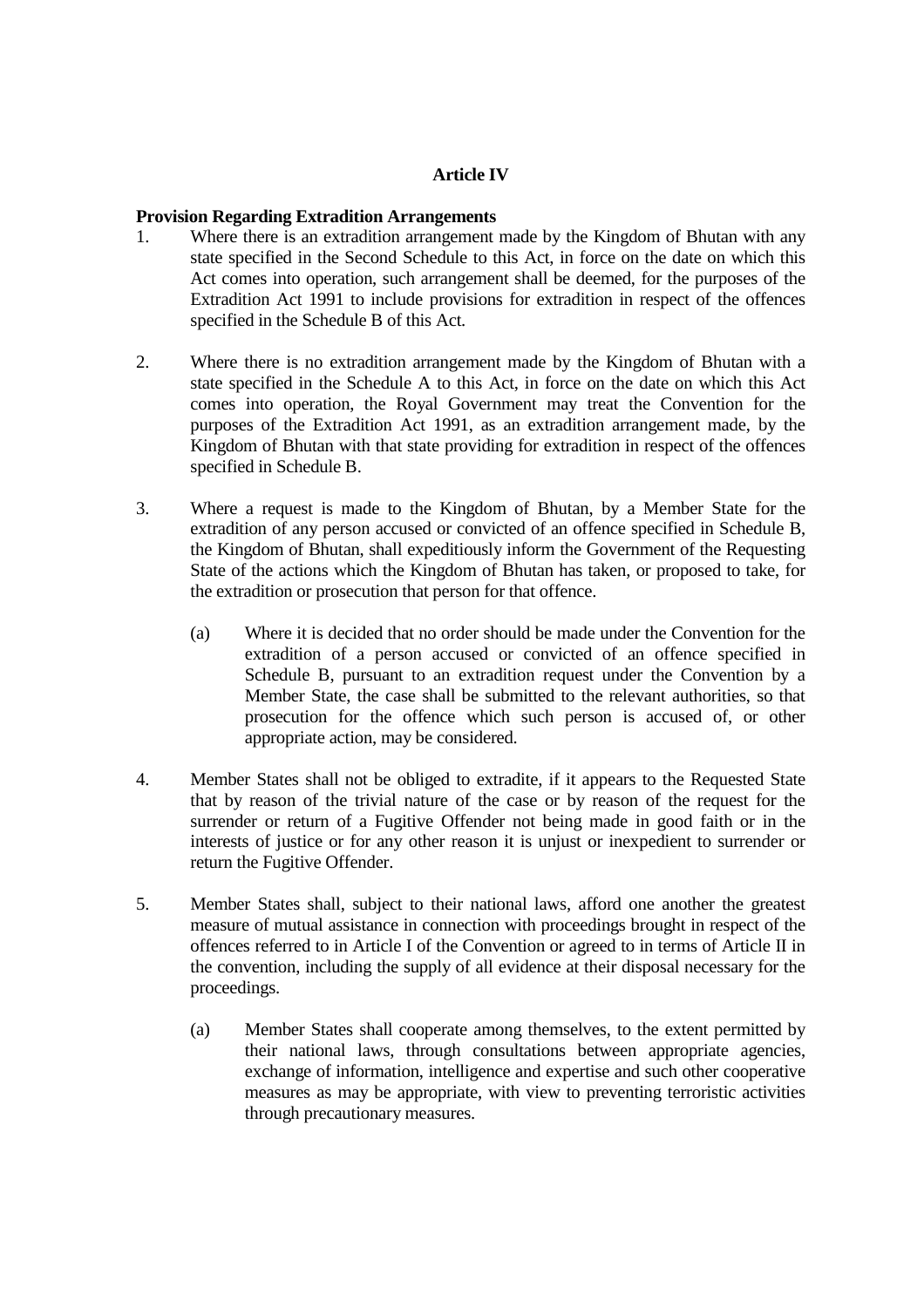## Article IV

**Provision Regarding Extradition Arrangements**

1. Where there is an extradition arrangement made by the Kingdom of Bhutan with any state specified in the Second Schedule to this Act, in force on the date on which this Act comes into operation, such arrangement shall be deemed, for the purposes of the Extradition Act 1991 to include provisions for extradition in respect of the offences specified in the Schedule B of this Act.

2. Where there is no extradition arrangement made by the Kingdom of Bhutan with a state specified in the Schedule A to this Act, in force on the date on which this Act comes into operation, the Royal Government may treat the Convention for the purposes of the Extradition Act 1991, as an extradition arrangement made, by the Kingdom of Bhutan with that state providing for extradition in respect of the offences specified in Schedule B.

3. Where a request is made to the Kingdom of Bhutan, by a Member State for the extradition of any person accused or convicted of an offence specified in Schedule B, the Kingdom of Bhutan, shall expeditiously inform the Government of the Requesting State of the actions which the Kingdom of Bhutan has taken, or proposed to take, for the extradition or prosecution that person for that offence.

   (a) Where it is decided that no order should be made under the Convention for the extradition of a person accused or convicted of an offence specified in Schedule B, pursuant to an extradition request under the Convention by a Member State, the case shall be submitted to the relevant authorities, so that prosecution for the offence which such person is accused of, or other appropriate action, may be considered.

4. Member States shall not be obliged to extradite, if it appears to the Requested State that by reason of the trivial nature of the case or by reason of the request for the surrender or return of a Fugitive Offender not being made in good faith or in the interests of justice or for any other reason it is unjust or inexpedient to surrender or return the Fugitive Offender.

5. Member States shall, subject to their national laws, afford one another the greatest measure of mutual assistance in connection with proceedings brought in respect of the offences referred to in Article I of the Convention or agreed to in terms of Article II in the convention, including the supply of all evidence at their disposal necessary for the proceedings.

   (a) Member States shall cooperate among themselves, to the extent permitted by their national laws, through consultations between appropriate agencies, exchange of information, intelligence and expertise and such other cooperative measures as may be appropriate, with view to preventing terroristic activities through precautionary measures.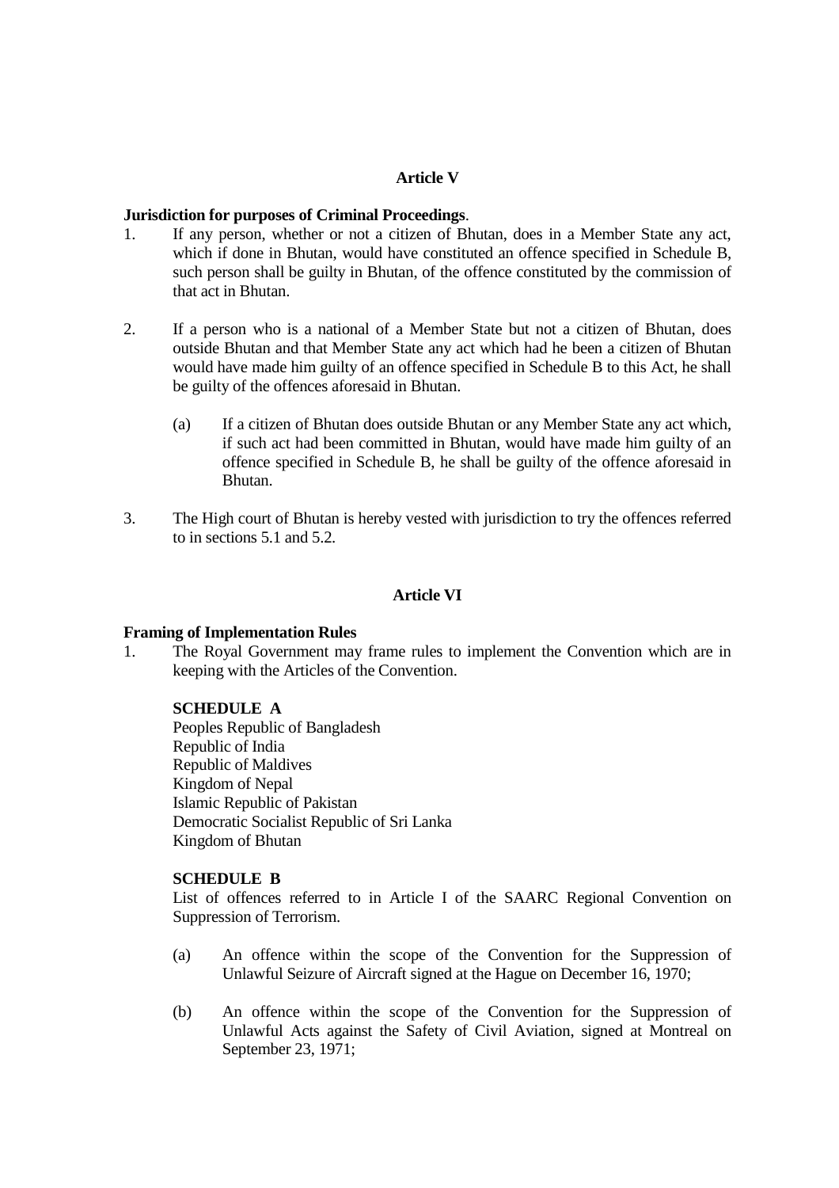## Article V

**Jurisdiction for purposes of Criminal Proceedings**.

1. If any person, whether or not a citizen of Bhutan, does in a Member State any act, which if done in Bhutan, would have constituted an offence specified in Schedule B, such person shall be guilty in Bhutan, of the offence constituted by the commission of that act in Bhutan.

2. If a person who is a national of a Member State but not a citizen of Bhutan, does outside Bhutan and that Member State any act which had he been a citizen of Bhutan would have made him guilty of an offence specified in Schedule B to this Act, he shall be guilty of the offences aforesaid in Bhutan.

   (a) If a citizen of Bhutan does outside Bhutan or any Member State any act which, if such act had been committed in Bhutan, would have made him guilty of an offence specified in Schedule B, he shall be guilty of the offence aforesaid in Bhutan.

3. The High court of Bhutan is hereby vested with jurisdiction to try the offences referred to in sections 5.1 and 5.2.

## Article VI

**Framing of Implementation Rules**

1. The Royal Government may frame rules to implement the Convention which are in keeping with the Articles of the Convention.

### SCHEDULE A

Peoples Republic of Bangladesh
Republic of India
Republic of Maldives
Kingdom of Nepal
Islamic Republic of Pakistan
Democratic Socialist Republic of Sri Lanka
Kingdom of Bhutan

### SCHEDULE B

List of offences referred to in Article I of the SAARC Regional Convention on Suppression of Terrorism.

(a) An offence within the scope of the Convention for the Suppression of Unlawful Seizure of Aircraft signed at the Hague on December 16, 1970;

(b) An offence within the scope of the Convention for the Suppression of Unlawful Acts against the Safety of Civil Aviation, signed at Montreal on September 23, 1971;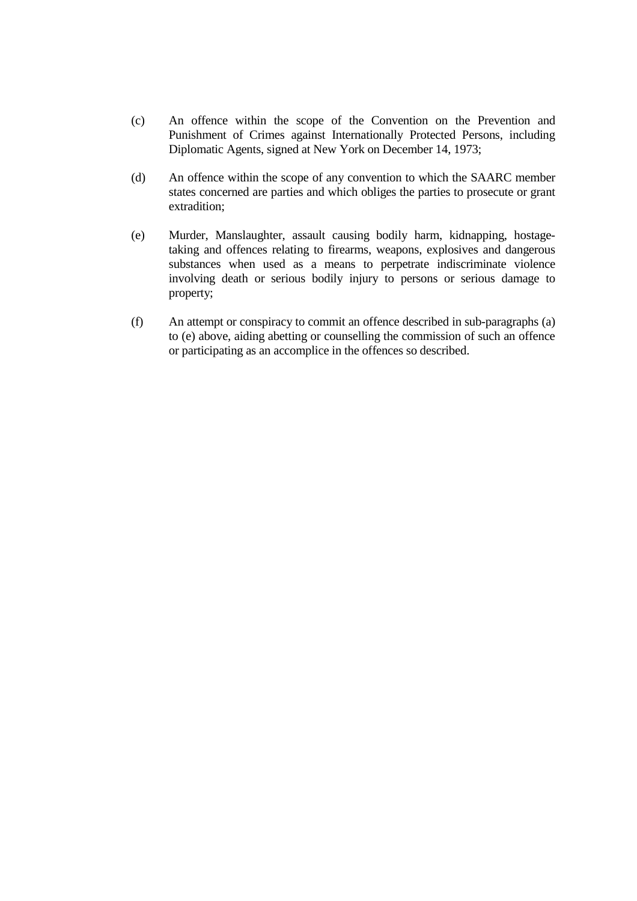(c) An offence within the scope of the Convention on the Prevention and Punishment of Crimes against Internationally Protected Persons, including Diplomatic Agents, signed at New York on December 14, 1973;

(d) An offence within the scope of any convention to which the SAARC member states concerned are parties and which obliges the parties to prosecute or grant extradition;

(e) Murder, Manslaughter, assault causing bodily harm, kidnapping, hostage-taking and offences relating to firearms, weapons, explosives and dangerous substances when used as a means to perpetrate indiscriminate violence involving death or serious bodily injury to persons or serious damage to property;

(f) An attempt or conspiracy to commit an offence described in sub-paragraphs (a) to (e) above, aiding abetting or counselling the commission of such an offence or participating as an accomplice in the offences so described.